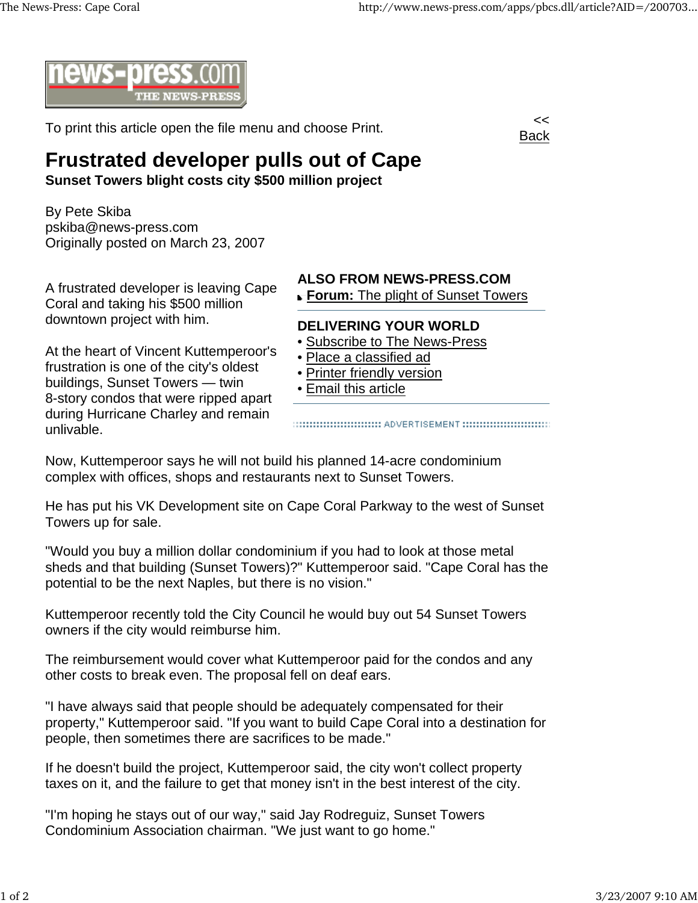To print this article open the file menu and choose Print.

<< Back

# Frustrated developer pulls out of Cape

**Sunset Towers blight costs city $500 million project**

By Pete Skiba
pskiba@news-press.com
Originally posted on March 23, 2007

A frustrated developer is leaving Cape Coral and taking his $500 million downtown project with him.

At the heart of Vincent Kuttemperoor's frustration is one of the city's oldest buildings, Sunset Towers — twin 8-story condos that were ripped apart during Hurricane Charley and remain unlivable.

**ALSO FROM NEWS-PRESS.COM**

- **Forum:** The plight of Sunset Towers

**DELIVERING YOUR WORLD**

- Subscribe to The News-Press
- Place a classified ad
- Printer friendly version
- Email this article

Now, Kuttemperoor says he will not build his planned 14-acre condominium complex with offices, shops and restaurants next to Sunset Towers.

He has put his VK Development site on Cape Coral Parkway to the west of Sunset Towers up for sale.

"Would you buy a million dollar condominium if you had to look at those metal sheds and that building (Sunset Towers)?" Kuttemperoor said. "Cape Coral has the potential to be the next Naples, but there is no vision."

Kuttemperoor recently told the City Council he would buy out 54 Sunset Towers owners if the city would reimburse him.

The reimbursement would cover what Kuttemperoor paid for the condos and any other costs to break even. The proposal fell on deaf ears.

"I have always said that people should be adequately compensated for their property," Kuttemperoor said. "If you want to build Cape Coral into a destination for people, then sometimes there are sacrifices to be made."

If he doesn't build the project, Kuttemperoor said, the city won't collect property taxes on it, and the failure to get that money isn't in the best interest of the city.

"I'm hoping he stays out of our way," said Jay Rodreguiz, Sunset Towers Condominium Association chairman. "We just want to go home."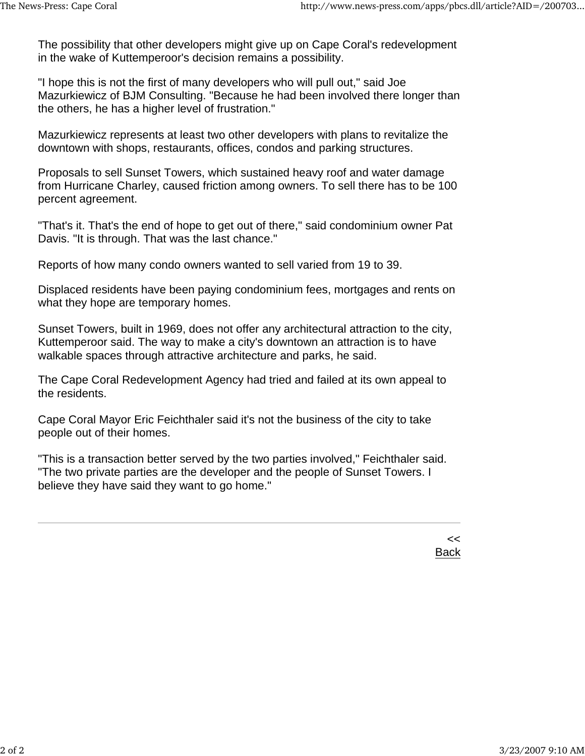The possibility that other developers might give up on Cape Coral's redevelopment in the wake of Kuttemperoor's decision remains a possibility.

"I hope this is not the first of many developers who will pull out," said Joe Mazurkiewicz of BJM Consulting. "Because he had been involved there longer than the others, he has a higher level of frustration."

Mazurkiewicz represents at least two other developers with plans to revitalize the downtown with shops, restaurants, offices, condos and parking structures.

Proposals to sell Sunset Towers, which sustained heavy roof and water damage from Hurricane Charley, caused friction among owners. To sell there has to be 100 percent agreement.

"That's it. That's the end of hope to get out of there," said condominium owner Pat Davis. "It is through. That was the last chance."

Reports of how many condo owners wanted to sell varied from 19 to 39.

Displaced residents have been paying condominium fees, mortgages and rents on what they hope are temporary homes.

Sunset Towers, built in 1969, does not offer any architectural attraction to the city, Kuttemperoor said. The way to make a city's downtown an attraction is to have walkable spaces through attractive architecture and parks, he said.

The Cape Coral Redevelopment Agency had tried and failed at its own appeal to the residents.

Cape Coral Mayor Eric Feichthaler said it's not the business of the city to take people out of their homes.

"This is a transaction better served by the two parties involved," Feichthaler said. "The two private parties are the developer and the people of Sunset Towers. I believe they have said they want to go home."

---

<< Back